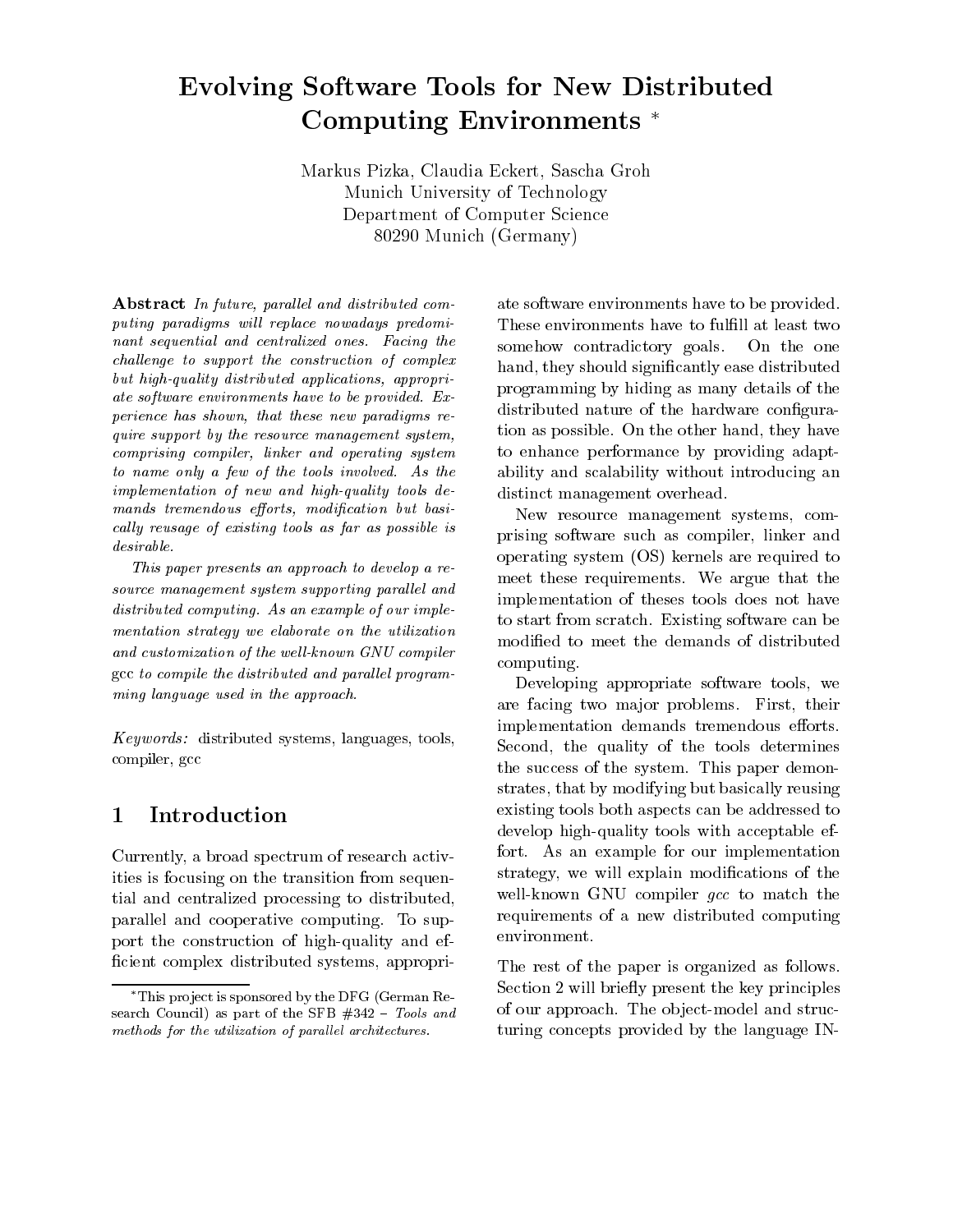# Evolving Software Tools for New Distributed Computing Environments [*]

Markus Pizka, Claudia Eckert, Sascha Groh
Munich University of Technology
Department of Computer Science
80290 Munich (Germany)

**Abstract** *In future, parallel and distributed computing paradigms will replace nowadays predominant sequential and centralized ones. Facing the challenge to support the construction of complex but high-quality distributed applications, appropriate software environments have to be provided. Experience has shown, that these new paradigms require support by the resource management system, comprising compiler, linker and operating system to name only a few of the tools involved. As the implementation of new and high-quality tools demands tremendous efforts, modification but basically reusage of existing tools as far as possible is desirable.*

*This paper presents an approach to develop a resource management system supporting parallel and distributed computing. As an example of our implementation strategy we elaborate on the utilization and customization of the well-known GNU compiler* gcc *to compile the distributed and parallel programming language used in the approach.*

*Keywords:* distributed systems, languages, tools, compiler, gcc

## 1 Introduction

Currently, a broad spectrum of research activities is focusing on the transition from sequential and centralized processing to distributed, parallel and cooperative computing. To support the construction of high-quality and efficient complex distributed systems, appropriate software environments have to be provided. These environments have to fulfill at least two somehow contradictory goals. On the one hand, they should significantly ease distributed programming by hiding as many details of the distributed nature of the hardware configuration as possible. On the other hand, they have to enhance performance by providing adaptability and scalability without introducing an distinct management overhead.

New resource management systems, comprising software such as compiler, linker and operating system (OS) kernels are required to meet these requirements. We argue that the implementation of theses tools does not have to start from scratch. Existing software can be modified to meet the demands of distributed computing.

Developing appropriate software tools, we are facing two major problems. First, their implementation demands tremendous efforts. Second, the quality of the tools determines the success of the system. This paper demonstrates, that by modifying but basically reusing existing tools both aspects can be addressed to develop high-quality tools with acceptable effort. As an example for our implementation strategy, we will explain modifications of the well-known GNU compiler *gcc* to match the requirements of a new distributed computing environment.

The rest of the paper is organized as follows. Section 2 will briefly present the key principles of our approach. The object-model and structuring concepts provided by the language IN-

[*] This project is sponsored by the DFG (German Research Council) as part of the SFB #342 – *Tools and methods for the utilization of parallel architectures.*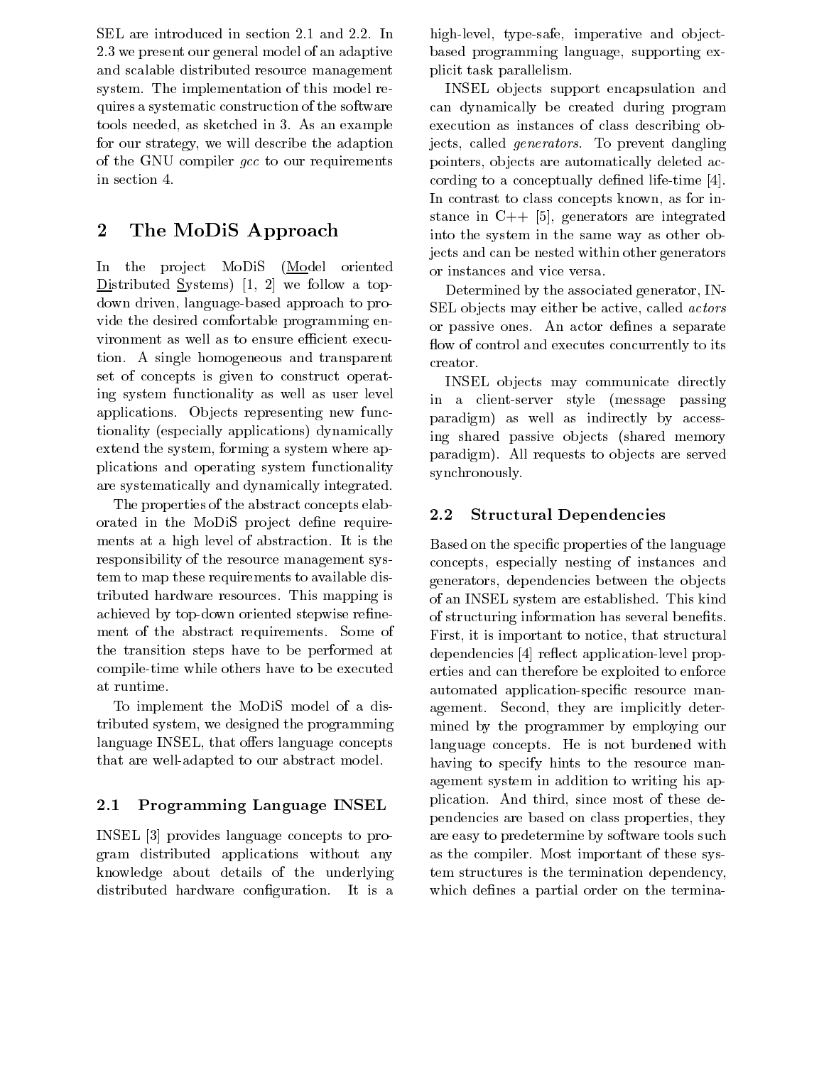SEL are introduced in section 2.1 and 2.2. In 2.3 we present our general model of an adaptive and scalable distributed resource management system. The implementation of this model requires a systematic construction of the software tools needed, as sketched in 3. As an example for our strategy, we will describe the adaption of the GNU compiler *gcc* to our requirements in section 4.

## 2 The MoDiS Approach

In the project MoDiS (Model oriented Distributed Systems) [1, 2] we follow a top-down driven, language-based approach to provide the desired comfortable programming environment as well as to ensure efficient execution. A single homogeneous and transparent set of concepts is given to construct operating system functionality as well as user level applications. Objects representing new functionality (especially applications) dynamically extend the system, forming a system where applications and operating system functionality are systematically and dynamically integrated.

The properties of the abstract concepts elaborated in the MoDiS project define requirements at a high level of abstraction. It is the responsibility of the resource management system to map these requirements to available distributed hardware resources. This mapping is achieved by top-down oriented stepwise refinement of the abstract requirements. Some of the transition steps have to be performed at compile-time while others have to be executed at runtime.

To implement the MoDiS model of a distributed system, we designed the programming language INSEL, that offers language concepts that are well-adapted to our abstract model.

### 2.1 Programming Language INSEL

INSEL [3] provides language concepts to program distributed applications without any knowledge about details of the underlying distributed hardware configuration. It is a high-level, type-safe, imperative and object-based programming language, supporting explicit task parallelism.

INSEL objects support encapsulation and can dynamically be created during program execution as instances of class describing objects, called *generators*. To prevent dangling pointers, objects are automatically deleted according to a conceptually defined life-time [4]. In contrast to class concepts known, as for instance in C++ [5], generators are integrated into the system in the same way as other objects and can be nested within other generators or instances and vice versa.

Determined by the associated generator, INSEL objects may either be active, called *actors* or passive ones. An actor defines a separate flow of control and executes concurrently to its creator.

INSEL objects may communicate directly in a client-server style (message passing paradigm) as well as indirectly by accessing shared passive objects (shared memory paradigm). All requests to objects are served synchronously.

### 2.2 Structural Dependencies

Based on the specific properties of the language concepts, especially nesting of instances and generators, dependencies between the objects of an INSEL system are established. This kind of structuring information has several benefits. First, it is important to notice, that structural dependencies [4] reflect application-level properties and can therefore be exploited to enforce automated application-specific resource management. Second, they are implicitly determined by the programmer by employing our language concepts. He is not burdened with having to specify hints to the resource management system in addition to writing his application. And third, since most of these dependencies are based on class properties, they are easy to predetermine by software tools such as the compiler. Most important of these system structures is the termination dependency, which defines a partial order on the termina-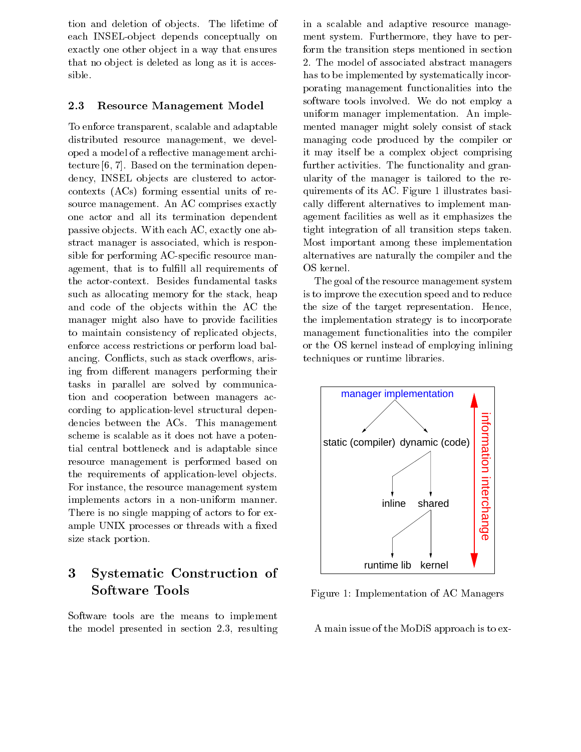tion and deletion of objects. The lifetime of each INSEL-object depends conceptually on exactly one other object in a way that ensures that no object is deleted as long as it is accessible.

### 2.3 Resource Management Model

To enforce transparent, scalable and adaptable distributed resource management, we developed a model of a reflective management architecture [6, 7]. Based on the termination dependency, INSEL objects are clustered to actor-contexts (ACs) forming essential units of resource management. An AC comprises exactly one actor and all its termination dependent passive objects. With each AC, exactly one abstract manager is associated, which is responsible for performing AC-specific resource management, that is to fulfill all requirements of the actor-context. Besides fundamental tasks such as allocating memory for the stack, heap and code of the objects within the AC the manager might also have to provide facilities to maintain consistency of replicated objects, enforce access restrictions or perform load balancing. Conflicts, such as stack overflows, arising from different managers performing their tasks in parallel are solved by communication and cooperation between managers according to application-level structural dependencies between the ACs. This management scheme is scalable as it does not have a potential central bottleneck and is adaptable since resource management is performed based on the requirements of application-level objects. For instance, the resource management system implements actors in a non-uniform manner. There is no single mapping of actors to for example UNIX processes or threads with a fixed size stack portion.

## 3 Systematic Construction of Software Tools

Software tools are the means to implement the model presented in section 2.3, resulting in a scalable and adaptive resource management system. Furthermore, they have to perform the transition steps mentioned in section 2. The model of associated abstract managers has to be implemented by systematically incorporating management functionalities into the software tools involved. We do not employ a uniform manager implementation. An implemented manager might solely consist of stack managing code produced by the compiler or it may itself be a complex object comprising further activities. The functionality and granularity of the manager is tailored to the requirements of its AC. Figure 1 illustrates basically different alternatives to implement management facilities as well as it emphasizes the tight integration of all transition steps taken. Most important among these implementation alternatives are naturally the compiler and the OS kernel.

The goal of the resource management system is to improve the execution speed and to reduce the size of the target representation. Hence, the implementation strategy is to incorporate management functionalities into the compiler or the OS kernel instead of employing inlining techniques or runtime libraries.

Figure 1: Implementation of AC Managers

A main issue of the MoDiS approach is to ex-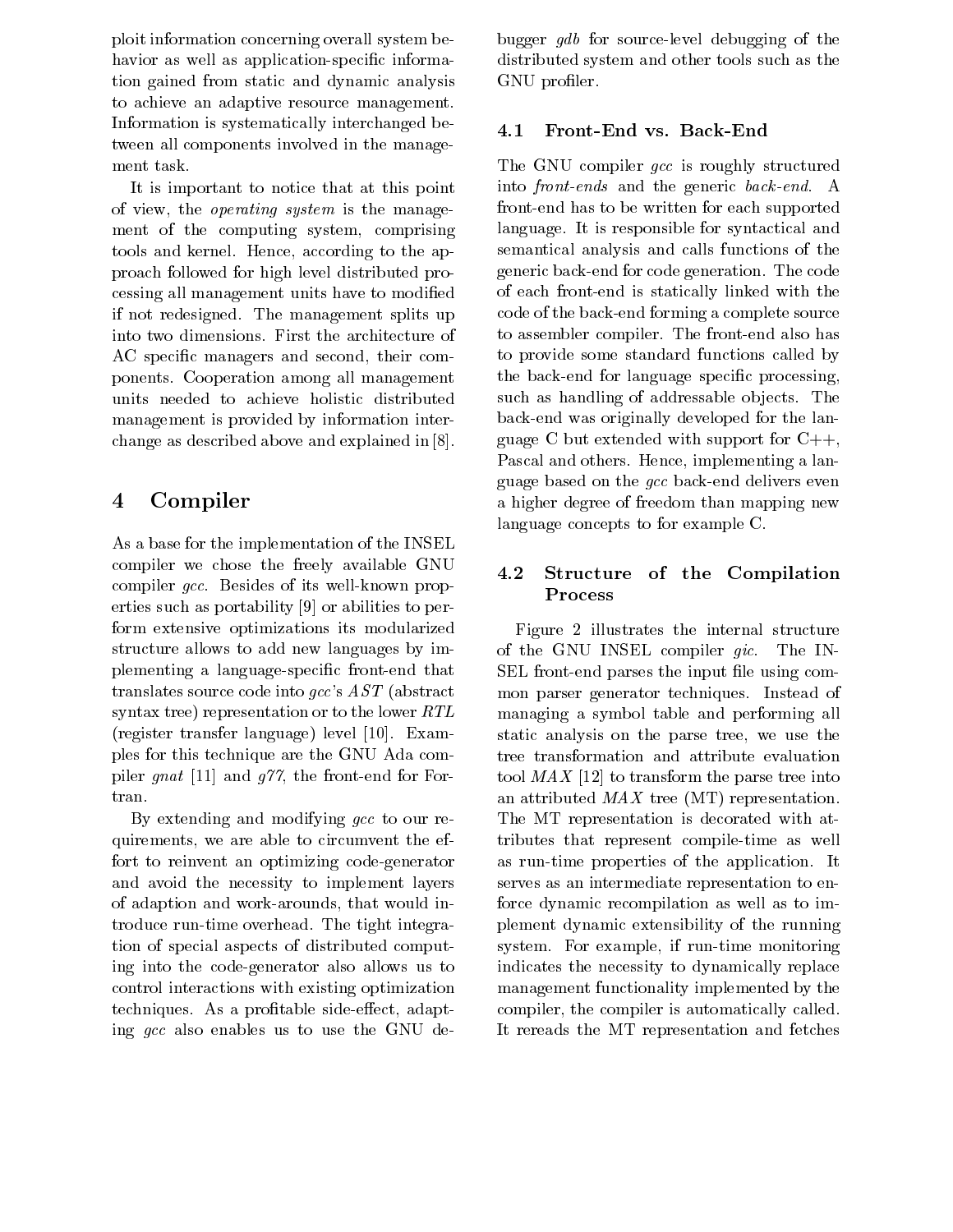ploit information concerning overall system behavior as well as application-specific information gained from static and dynamic analysis to achieve an adaptive resource management. Information is systematically interchanged between all components involved in the management task.

It is important to notice that at this point of view, the *operating system* is the management of the computing system, comprising tools and kernel. Hence, according to the approach followed for high level distributed processing all management units have to modified if not redesigned. The management splits up into two dimensions. First the architecture of AC specific managers and second, their components. Cooperation among all management units needed to achieve holistic distributed management is provided by information interchange as described above and explained in [8].

# 4 Compiler

As a base for the implementation of the INSEL compiler we chose the freely available GNU compiler *gcc*. Besides of its well-known properties such as portability [9] or abilities to perform extensive optimizations its modularized structure allows to add new languages by implementing a language-specific front-end that translates source code into *gcc*'s *AST* (abstract syntax tree) representation or to the lower *RTL* (register transfer language) level [10]. Examples for this technique are the GNU Ada compiler *gnat* [11] and *g77*, the front-end for Fortran.

By extending and modifying *gcc* to our requirements, we are able to circumvent the effort to reinvent an optimizing code-generator and avoid the necessity to implement layers of adaption and work-arounds, that would introduce run-time overhead. The tight integration of special aspects of distributed computing into the code-generator also allows us to control interactions with existing optimization techniques. As a profitable side-effect, adapting *gcc* also enables us to use the GNU debugger *gdb* for source-level debugging of the distributed system and other tools such as the GNU profiler.

## 4.1 Front-End vs. Back-End

The GNU compiler *gcc* is roughly structured into *front-ends* and the generic *back-end*. A front-end has to be written for each supported language. It is responsible for syntactical and semantical analysis and calls functions of the generic back-end for code generation. The code of each front-end is statically linked with the code of the back-end forming a complete source to assembler compiler. The front-end also has to provide some standard functions called by the back-end for language specific processing, such as handling of addressable objects. The back-end was originally developed for the language C but extended with support for C++, Pascal and others. Hence, implementing a language based on the *gcc* back-end delivers even a higher degree of freedom than mapping new language concepts to for example C.

## 4.2 Structure of the Compilation Process

Figure 2 illustrates the internal structure of the GNU INSEL compiler *gic*. The INSEL front-end parses the input file using common parser generator techniques. Instead of managing a symbol table and performing all static analysis on the parse tree, we use the tree transformation and attribute evaluation tool *MAX* [12] to transform the parse tree into an attributed *MAX* tree (MT) representation. The MT representation is decorated with attributes that represent compile-time as well as run-time properties of the application. It serves as an intermediate representation to enforce dynamic recompilation as well as to implement dynamic extensibility of the running system. For example, if run-time monitoring indicates the necessity to dynamically replace management functionality implemented by the compiler, the compiler is automatically called. It rereads the MT representation and fetches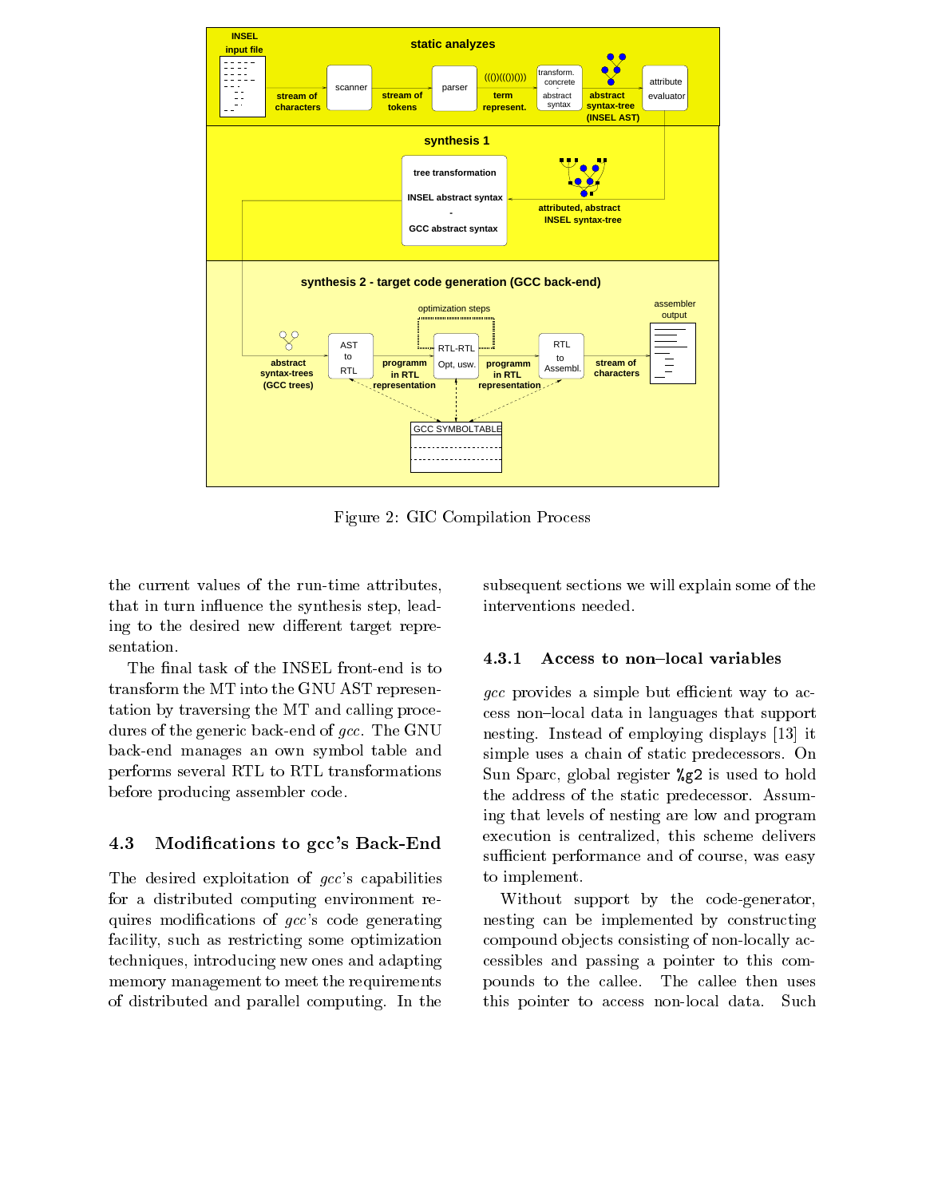Figure 2: GIC Compilation Process

the current values of the run-time attributes, that in turn influence the synthesis step, leading to the desired new different target representation.

The final task of the INSEL front-end is to transform the MT into the GNU AST representation by traversing the MT and calling procedures of the generic back-end of *gcc*. The GNU back-end manages an own symbol table and performs several RTL to RTL transformations before producing assembler code.

### 4.3 Modifications to gcc's Back-End

The desired exploitation of *gcc*'s capabilities for a distributed computing environment requires modifications of *gcc*'s code generating facility, such as restricting some optimization techniques, introducing new ones and adapting memory management to meet the requirements of distributed and parallel computing. In the subsequent sections we will explain some of the interventions needed.

#### 4.3.1 Access to non–local variables

*gcc* provides a simple but efficient way to access non–local data in languages that support nesting. Instead of employing displays [13] it simple uses a chain of static predecessors. On Sun Sparc, global register `%g2` is used to hold the address of the static predecessor. Assuming that levels of nesting are low and program execution is centralized, this scheme delivers sufficient performance and of course, was easy to implement.

Without support by the code-generator, nesting can be implemented by constructing compound objects consisting of non-locally accessibles and passing a pointer to this compounds to the callee. The callee then uses this pointer to access non-local data. Such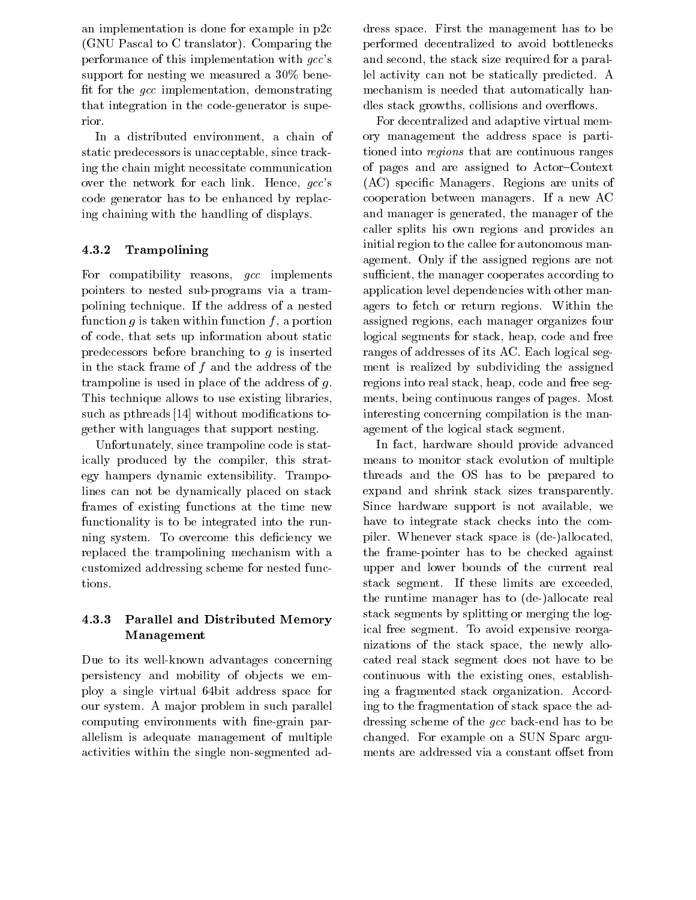an implementation is done for example in p2c (GNU Pascal to C translator). Comparing the performance of this implementation with *gcc*'s support for nesting we measured a 30% benefit for the *gcc* implementation, demonstrating that integration in the code-generator is superior.

In a distributed environment, a chain of static predecessors is unacceptable, since tracking the chain might necessitate communication over the network for each link. Hence, *gcc*'s code generator has to be enhanced by replacing chaining with the handling of displays.

### 4.3.2 Trampolining

For compatibility reasons, *gcc* implements pointers to nested sub-programs via a trampolining technique. If the address of a nested function $g$ is taken within function $f$, a portion of code, that sets up information about static predecessors before branching to $g$ is inserted in the stack frame of $f$ and the address of the trampoline is used in place of the address of $g$. This technique allows to use existing libraries, such as pthreads [14] without modifications together with languages that support nesting.

Unfortunately, since trampoline code is statically produced by the compiler, this strategy hampers dynamic extensibility. Trampolines can not be dynamically placed on stack frames of existing functions at the time new functionality is to be integrated into the running system. To overcome this deficiency we replaced the trampolining mechanism with a customized addressing scheme for nested functions.

### 4.3.3 Parallel and Distributed Memory Management

Due to its well-known advantages concerning persistency and mobility of objects we employ a single virtual 64bit address space for our system. A major problem in such parallel computing environments with fine-grain parallelism is adequate management of multiple activities within the single non-segmented address space. First the management has to be performed decentralized to avoid bottlenecks and second, the stack size required for a parallel activity can not be statically predicted. A mechanism is needed that automatically handles stack growths, collisions and overflows.

For decentralized and adaptive virtual memory management the address space is partitioned into *regions* that are continuous ranges of pages and are assigned to Actor–Context (AC) specific Managers. Regions are units of cooperation between managers. If a new AC and manager is generated, the manager of the caller splits his own regions and provides an initial region to the callee for autonomous management. Only if the assigned regions are not sufficient, the manager cooperates according to application level dependencies with other managers to fetch or return regions. Within the assigned regions, each manager organizes four logical segments for stack, heap, code and free ranges of addresses of its AC. Each logical segment is realized by subdividing the assigned regions into real stack, heap, code and free segments, being continuous ranges of pages. Most interesting concerning compilation is the management of the logical stack segment.

In fact, hardware should provide advanced means to monitor stack evolution of multiple threads and the OS has to be prepared to expand and shrink stack sizes transparently. Since hardware support is not available, we have to integrate stack checks into the compiler. Whenever stack space is (de-)allocated, the frame-pointer has to be checked against upper and lower bounds of the current real stack segment. If these limits are exceeded, the runtime manager has to (de-)allocate real stack segments by splitting or merging the logical free segment. To avoid expensive reorganizations of the stack space, the newly allocated real stack segment does not have to be continuous with the existing ones, establishing a fragmented stack organization. According to the fragmentation of stack space the addressing scheme of the *gcc* back-end has to be changed. For example on a SUN Sparc arguments are addressed via a constant offset from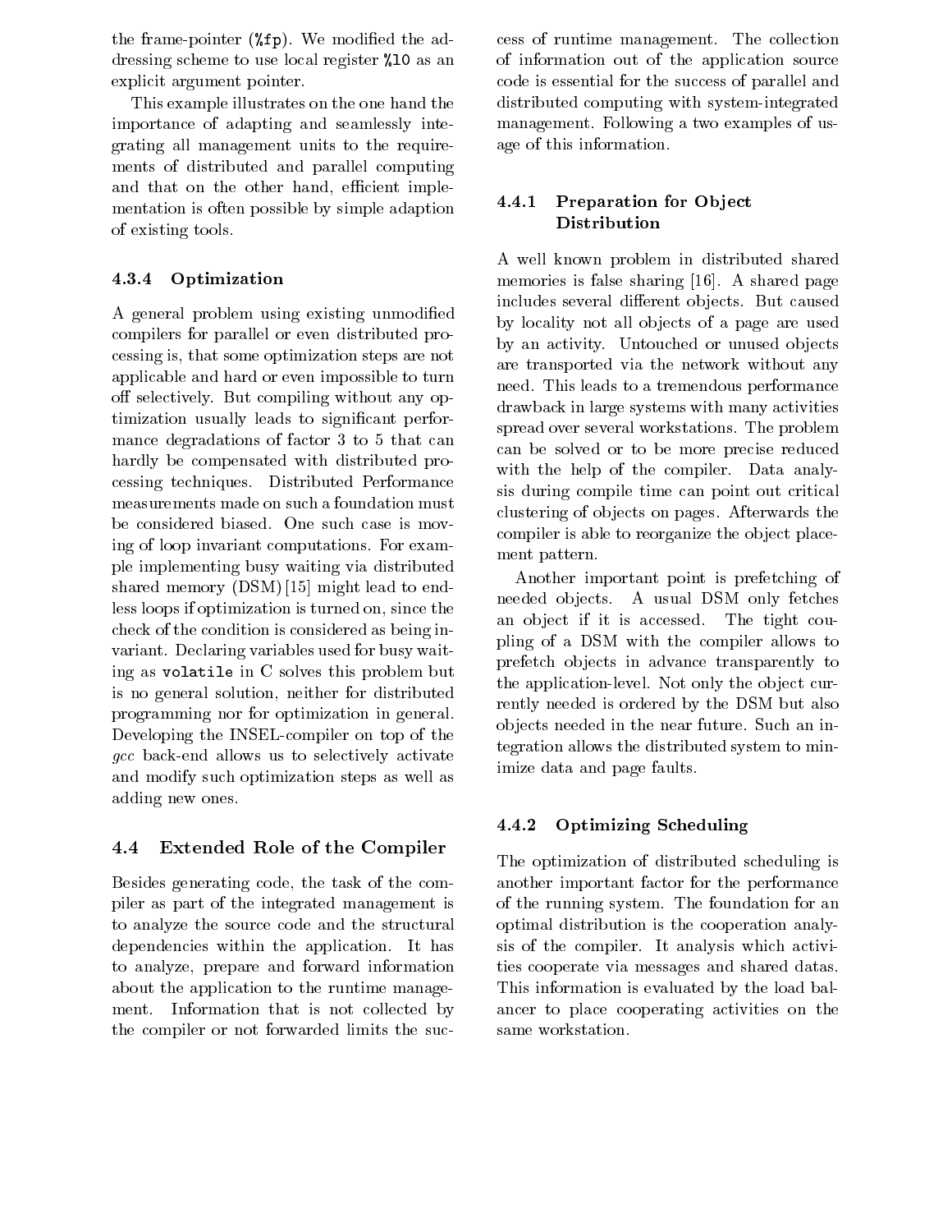the frame-pointer (`%fp`). We modified the addressing scheme to use local register `%l0` as an explicit argument pointer.

This example illustrates on the one hand the importance of adapting and seamlessly integrating all management units to the requirements of distributed and parallel computing and that on the other hand, efficient implementation is often possible by simple adaption of existing tools.

#### 4.3.4 Optimization

A general problem using existing unmodified compilers for parallel or even distributed processing is, that some optimization steps are not applicable and hard or even impossible to turn off selectively. But compiling without any optimization usually leads to significant performance degradations of factor 3 to 5 that can hardly be compensated with distributed processing techniques. Distributed Performance measurements made on such a foundation must be considered biased. One such case is moving of loop invariant computations. For example implementing busy waiting via distributed shared memory (DSM) [15] might lead to endless loops if optimization is turned on, since the check of the condition is considered as being invariant. Declaring variables used for busy waiting as `volatile` in C solves this problem but is no general solution, neither for distributed programming nor for optimization in general. Developing the INSEL-compiler on top of the *gcc* back-end allows us to selectively activate and modify such optimization steps as well as adding new ones.

### 4.4 Extended Role of the Compiler

Besides generating code, the task of the compiler as part of the integrated management is to analyze the source code and the structural dependencies within the application. It has to analyze, prepare and forward information about the application to the runtime management. Information that is not collected by the compiler or not forwarded limits the success of runtime management. The collection of information out of the application source code is essential for the success of parallel and distributed computing with system-integrated management. Following a two examples of usage of this information.

#### 4.4.1 Preparation for Object Distribution

A well known problem in distributed shared memories is false sharing [16]. A shared page includes several different objects. But caused by locality not all objects of a page are used by an activity. Untouched or unused objects are transported via the network without any need. This leads to a tremendous performance drawback in large systems with many activities spread over several workstations. The problem can be solved or to be more precise reduced with the help of the compiler. Data analysis during compile time can point out critical clustering of objects on pages. Afterwards the compiler is able to reorganize the object placement pattern.

Another important point is prefetching of needed objects. A usual DSM only fetches an object if it is accessed. The tight coupling of a DSM with the compiler allows to prefetch objects in advance transparently to the application-level. Not only the object currently needed is ordered by the DSM but also objects needed in the near future. Such an integration allows the distributed system to minimize data and page faults.

#### 4.4.2 Optimizing Scheduling

The optimization of distributed scheduling is another important factor for the performance of the running system. The foundation for an optimal distribution is the cooperation analysis of the compiler. It analysis which activities cooperate via messages and shared datas. This information is evaluated by the load balancer to place cooperating activities on the same workstation.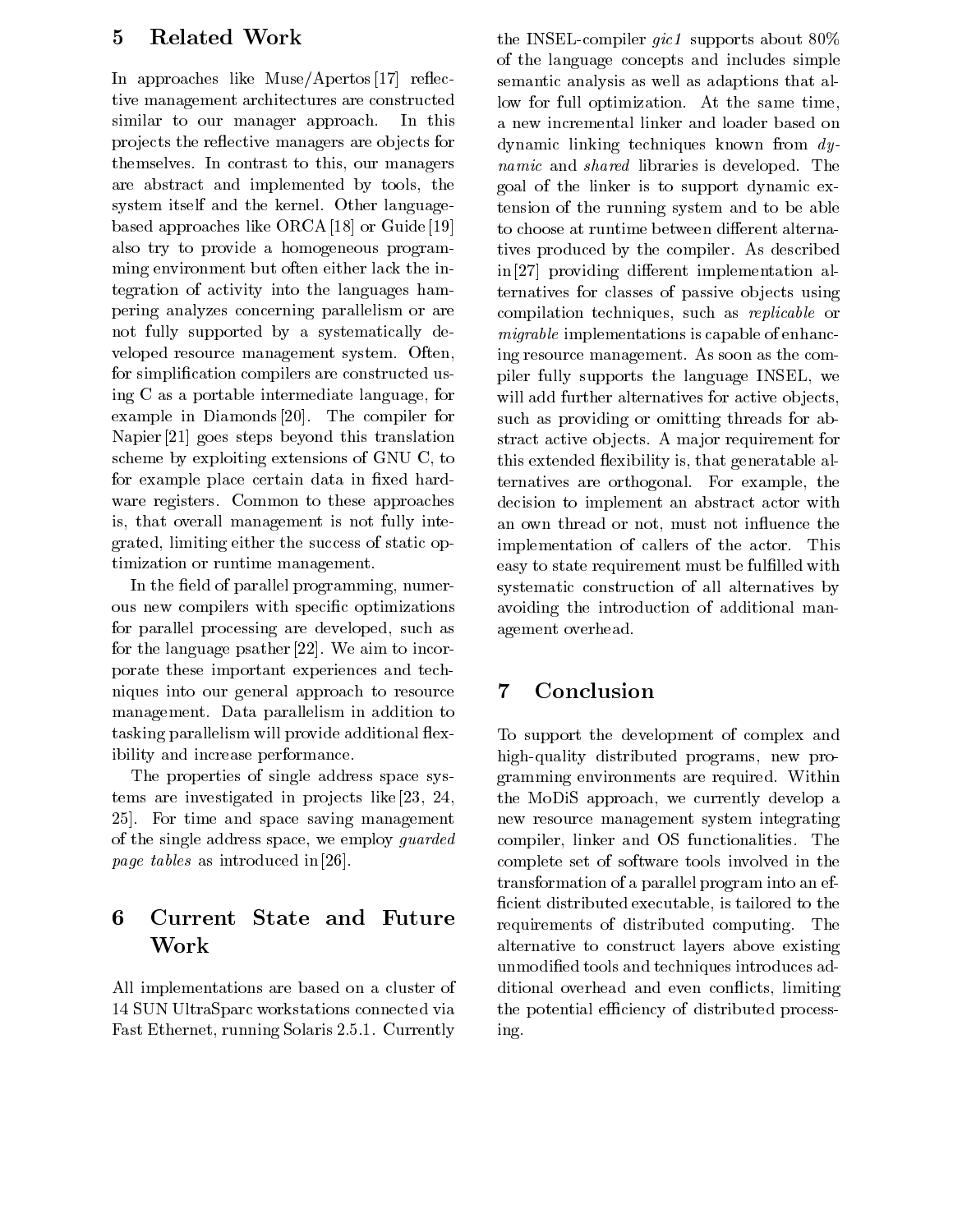## 5 Related Work

In approaches like Muse/Apertos [17] reflective management architectures are constructed similar to our manager approach. In this projects the reflective managers are objects for themselves. In contrast to this, our managers are abstract and implemented by tools, the system itself and the kernel. Other language-based approaches like ORCA [18] or Guide [19] also try to provide a homogeneous programming environment but often either lack the integration of activity into the languages hampering analyzes concerning parallelism or are not fully supported by a systematically developed resource management system. Often, for simplification compilers are constructed using C as a portable intermediate language, for example in Diamonds [20]. The compiler for Napier [21] goes steps beyond this translation scheme by exploiting extensions of GNU C, to for example place certain data in fixed hardware registers. Common to these approaches is, that overall management is not fully integrated, limiting either the success of static optimization or runtime management.

In the field of parallel programming, numerous new compilers with specific optimizations for parallel processing are developed, such as for the language psather [22]. We aim to incorporate these important experiences and techniques into our general approach to resource management. Data parallelism in addition to tasking parallelism will provide additional flexibility and increase performance.

The properties of single address space systems are investigated in projects like [23, 24, 25]. For time and space saving management of the single address space, we employ *guarded page tables* as introduced in [26].

## 6 Current State and Future Work

All implementations are based on a cluster of 14 SUN UltraSparc workstations connected via Fast Ethernet, running Solaris 2.5.1. Currently the INSEL-compiler *gic1* supports about 80% of the language concepts and includes simple semantic analysis as well as adaptions that allow for full optimization. At the same time, a new incremental linker and loader based on dynamic linking techniques known from *dynamic* and *shared* libraries is developed. The goal of the linker is to support dynamic extension of the running system and to be able to choose at runtime between different alternatives produced by the compiler. As described in [27] providing different implementation alternatives for classes of passive objects using compilation techniques, such as *replicable* or *migrable* implementations is capable of enhancing resource management. As soon as the compiler fully supports the language INSEL, we will add further alternatives for active objects, such as providing or omitting threads for abstract active objects. A major requirement for this extended flexibility is, that generatable alternatives are orthogonal. For example, the decision to implement an abstract actor with an own thread or not, must not influence the implementation of callers of the actor. This easy to state requirement must be fulfilled with systematic construction of all alternatives by avoiding the introduction of additional management overhead.

## 7 Conclusion

To support the development of complex and high-quality distributed programs, new programming environments are required. Within the MoDiS approach, we currently develop a new resource management system integrating compiler, linker and OS functionalities. The complete set of software tools involved in the transformation of a parallel program into an efficient distributed executable, is tailored to the requirements of distributed computing. The alternative to construct layers above existing unmodified tools and techniques introduces additional overhead and even conflicts, limiting the potential efficiency of distributed processing.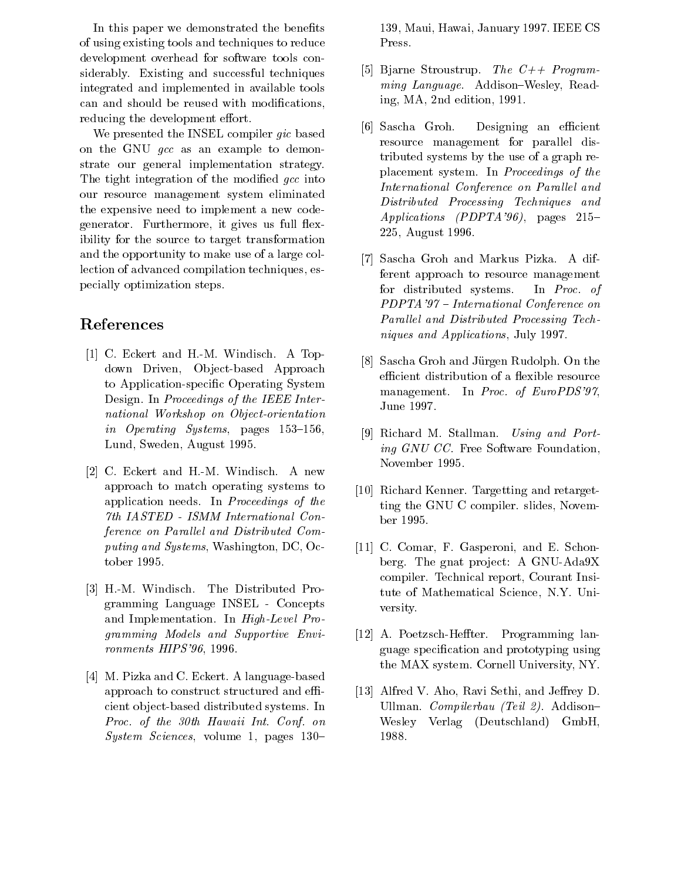In this paper we demonstrated the benefits of using existing tools and techniques to reduce development overhead for software tools considerably. Existing and successful techniques integrated and implemented in available tools can and should be reused with modifications, reducing the development effort.

We presented the INSEL compiler *gic* based on the GNU *gcc* as an example to demonstrate our general implementation strategy. The tight integration of the modified *gcc* into our resource management system eliminated the expensive need to implement a new code-generator. Furthermore, it gives us full flexibility for the source to target transformation and the opportunity to make use of a large collection of advanced compilation techniques, especially optimization steps.

## References

[1] C. Eckert and H.-M. Windisch. A Top-down Driven, Object-based Approach to Application-specific Operating System Design. In *Proceedings of the IEEE International Workshop on Object-orientation in Operating Systems*, pages 153–156, Lund, Sweden, August 1995.

[2] C. Eckert and H.-M. Windisch. A new approach to match operating systems to application needs. In *Proceedings of the 7th IASTED - ISMM International Conference on Parallel and Distributed Computing and Systems*, Washington, DC, October 1995.

[3] H.-M. Windisch. The Distributed Programming Language INSEL - Concepts and Implementation. In *High-Level Programming Models and Supportive Environments HIPS'96*, 1996.

[4] M. Pizka and C. Eckert. A language-based approach to construct structured and efficient object-based distributed systems. In *Proc. of the 30th Hawaii Int. Conf. on System Sciences*, volume 1, pages 130–139, Maui, Hawai, January 1997. IEEE CS Press.

[5] Bjarne Stroustrup. *The C++ Programming Language*. Addison–Wesley, Reading, MA, 2nd edition, 1991.

[6] Sascha Groh. Designing an efficient resource management for parallel distributed systems by the use of a graph replacement system. In *Proceedings of the International Conference on Parallel and Distributed Processing Techniques and Applications (PDPTA'96)*, pages 215–225, August 1996.

[7] Sascha Groh and Markus Pizka. A different approach to resource management for distributed systems. In *Proc. of PDPTA'97 – International Conference on Parallel and Distributed Processing Techniques and Applications*, July 1997.

[8] Sascha Groh and Jürgen Rudolph. On the efficient distribution of a flexible resource management. In *Proc. of EuroPDS'97*, June 1997.

[9] Richard M. Stallman. *Using and Porting GNU CC*. Free Software Foundation, November 1995.

[10] Richard Kenner. Targetting and retargetting the GNU C compiler. slides, November 1995.

[11] C. Comar, F. Gasperoni, and E. Schonberg. The gnat project: A GNU-Ada9X compiler. Technical report, Courant Insitute of Mathematical Science, N.Y. University.

[12] A. Poetzsch-Heffter. Programming language specification and prototyping using the MAX system. Cornell University, NY.

[13] Alfred V. Aho, Ravi Sethi, and Jeffrey D. Ullman. *Compilerbau (Teil 2)*. Addison–Wesley Verlag (Deutschland) GmbH, 1988.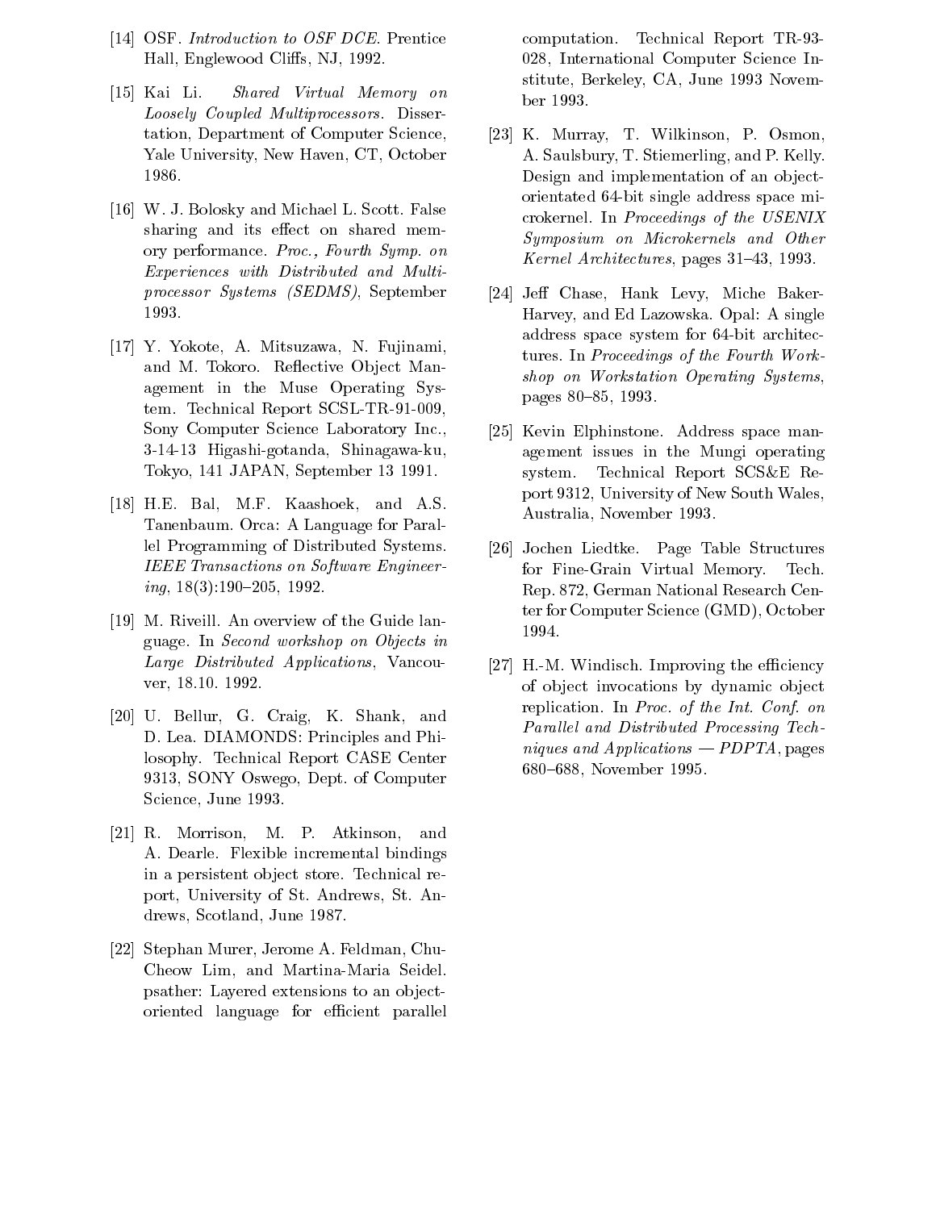[14] OSF. *Introduction to OSF DCE*. Prentice Hall, Englewood Cliffs, NJ, 1992.

[15] Kai Li. *Shared Virtual Memory on Loosely Coupled Multiprocessors*. Dissertation, Department of Computer Science, Yale University, New Haven, CT, October 1986.

[16] W. J. Bolosky and Michael L. Scott. False sharing and its effect on shared memory performance. *Proc., Fourth Symp. on Experiences with Distributed and Multiprocessor Systems (SEDMS)*, September 1993.

[17] Y. Yokote, A. Mitsuzawa, N. Fujinami, and M. Tokoro. Reflective Object Management in the Muse Operating System. Technical Report SCSL-TR-91-009, Sony Computer Science Laboratory Inc., 3-14-13 Higashi-gotanda, Shinagawa-ku, Tokyo, 141 JAPAN, September 13 1991.

[18] H.E. Bal, M.F. Kaashoek, and A.S. Tanenbaum. Orca: A Language for Parallel Programming of Distributed Systems. *IEEE Transactions on Software Engineering*, 18(3):190–205, 1992.

[19] M. Riveill. An overview of the Guide language. In *Second workshop on Objects in Large Distributed Applications*, Vancouver, 18.10. 1992.

[20] U. Bellur, G. Craig, K. Shank, and D. Lea. DIAMONDS: Principles and Philosophy. Technical Report CASE Center 9313, SONY Oswego, Dept. of Computer Science, June 1993.

[21] R. Morrison, M. P. Atkinson, and A. Dearle. Flexible incremental bindings in a persistent object store. Technical report, University of St. Andrews, St. Andrews, Scotland, June 1987.

[22] Stephan Murer, Jerome A. Feldman, Chu-Cheow Lim, and Martina-Maria Seidel. psather: Layered extensions to an object-oriented language for efficient parallel computation. Technical Report TR-93-028, International Computer Science Institute, Berkeley, CA, June 1993 November 1993.

[23] K. Murray, T. Wilkinson, P. Osmon, A. Saulsbury, T. Stiemerling, and P. Kelly. Design and implementation of an object-orientated 64-bit single address space microkernel. In *Proceedings of the USENIX Symposium on Microkernels and Other Kernel Architectures*, pages 31–43, 1993.

[24] Jeff Chase, Hank Levy, Miche Baker-Harvey, and Ed Lazowska. Opal: A single address space system for 64-bit architectures. In *Proceedings of the Fourth Workshop on Workstation Operating Systems*, pages 80–85, 1993.

[25] Kevin Elphinstone. Address space management issues in the Mungi operating system. Technical Report SCS&E Report 9312, University of New South Wales, Australia, November 1993.

[26] Jochen Liedtke. Page Table Structures for Fine-Grain Virtual Memory. Tech. Rep. 872, German National Research Center for Computer Science (GMD), October 1994.

[27] H.-M. Windisch. Improving the efficiency of object invocations by dynamic object replication. In *Proc. of the Int. Conf. on Parallel and Distributed Processing Techniques and Applications — PDPTA*, pages 680–688, November 1995.